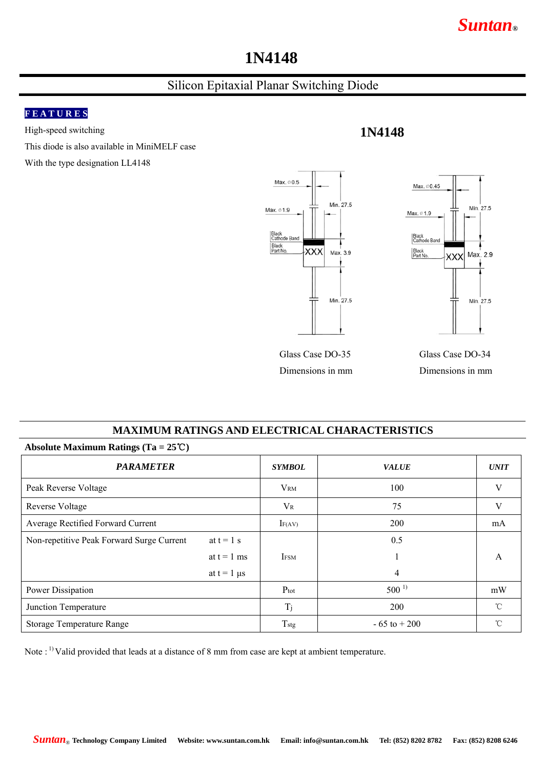# 1N4148

## Silicon Epitaxial Planar Switching Diode

**FEATURES**

High-speed switching

This diode is also available in MiniMELF case

With the type designation LL4148

**1N4148**

Glass Case DO-35

Dimensions in mm

Glass Case DO-34

Dimensions in mm

## MAXIMUM RATINGS AND ELECTRICAL CHARACTERISTICS

**Absolute Maximum Ratings (Ta = 25℃)**

| *PARAMETER* | | *SYMBOL* | *VALUE* | *UNIT* |
|---|---|---|---|---|
| Peak Reverse Voltage | | $V_{RM}$ | 100 | V |
| Reverse Voltage | | $V_R$ | 75 | V |
| Average Rectified Forward Current | | $I_{F(AV)}$ | 200 | mA |
| Non-repetitive Peak Forward Surge Current | at t = 1 s | $I_{FSM}$ | 0.5 | A |
| | at t = 1 ms | | 1 | |
| | at t = 1 µs | | 4 | |
| Power Dissipation | | $P_{tot}$ | 500 [1] | mW |
| Junction Temperature | | $T_j$ | 200 | ℃ |
| Storage Temperature Range | | $T_{stg}$ | - 65 to + 200 | ℃ |

Note : [1] Valid provided that leads at a distance of 8 mm from case are kept at ambient temperature.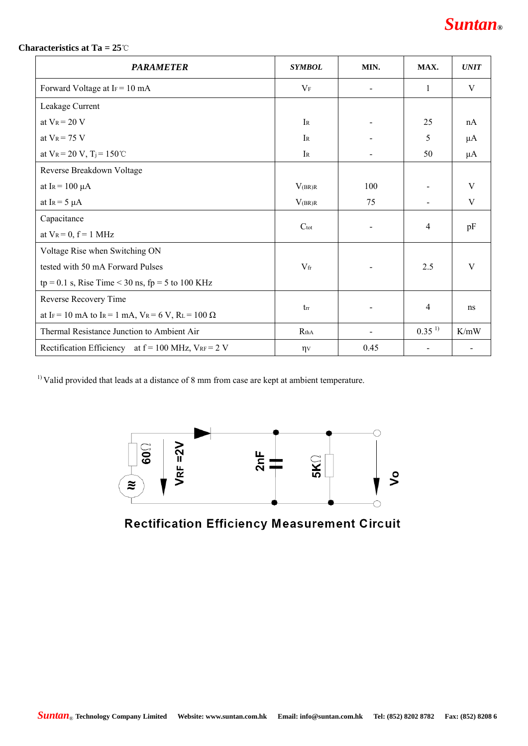**Characteristics at Ta = 25℃**

| *PARAMETER* | *SYMBOL* | MIN. | MAX. | *UNIT* |
|---|---|---|---|---|
| Forward Voltage at $I_F$ = 10 mA | $V_F$ | - | 1 | V |
| Leakage Current<br>at $V_R$ = 20 V<br>at $V_R$ = 75 V<br>at $V_R$ = 20 V, $T_j$ = 150℃ | <br>$I_R$<br>$I_R$<br>$I_R$ | <br>-<br>-<br>- | <br>25<br>5<br>50 | <br>nA<br>µA<br>µA |
| Reverse Breakdown Voltage<br>at $I_R$ = 100 µA<br>at $I_R$ = 5 µA | <br>$V_{(BR)R}$<br>$V_{(BR)R}$ | <br>100<br>75 | <br>-<br>- | <br>V<br>V |
| Capacitance<br>at $V_R$ = 0, f = 1 MHz | $C_{tot}$ | - | 4 | pF |
| Voltage Rise when Switching ON<br>tested with 50 mA Forward Pulses<br>tp = 0.1 s, Rise Time < 30 ns, fp = 5 to 100 KHz | $V_{fr}$ | - | 2.5 | V |
| Reverse Recovery Time<br>at $I_F$ = 10 mA to $I_R$ = 1 mA, $V_R$ = 6 V, $R_L$ = 100 Ω | $t_{rr}$ | - | 4 | ns |
| Thermal Resistance Junction to Ambient Air | $R_{thA}$ | - | 0.35 [1] | K/mW |
| Rectification Efficiency at f = 100 MHz, $V_{RF}$ = 2 V | $\eta_V$ | 0.45 | - | - |

[1] Valid provided that leads at a distance of 8 mm from case are kept at ambient temperature.

Rectification Efficiency Measurement Circuit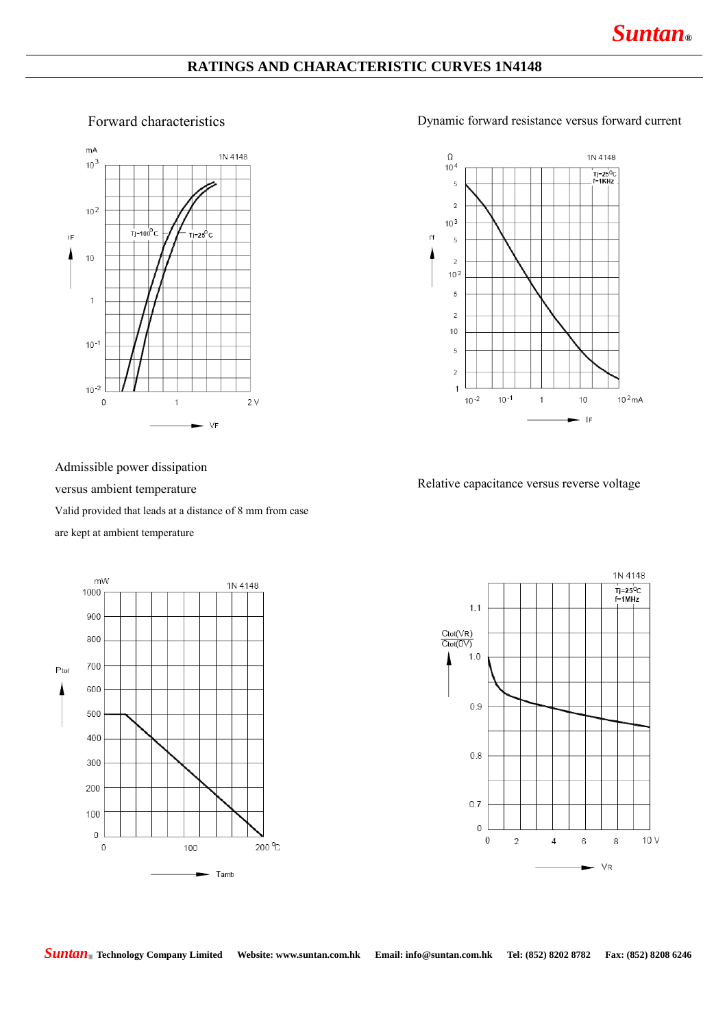# RATINGS AND CHARACTERISTIC CURVES 1N4148

Forward characteristics

Dynamic forward resistance versus forward current

Admissible power dissipation

versus ambient temperature

Valid provided that leads at a distance of 8 mm from case

are kept at ambient temperature

Relative capacitance versus reverse voltage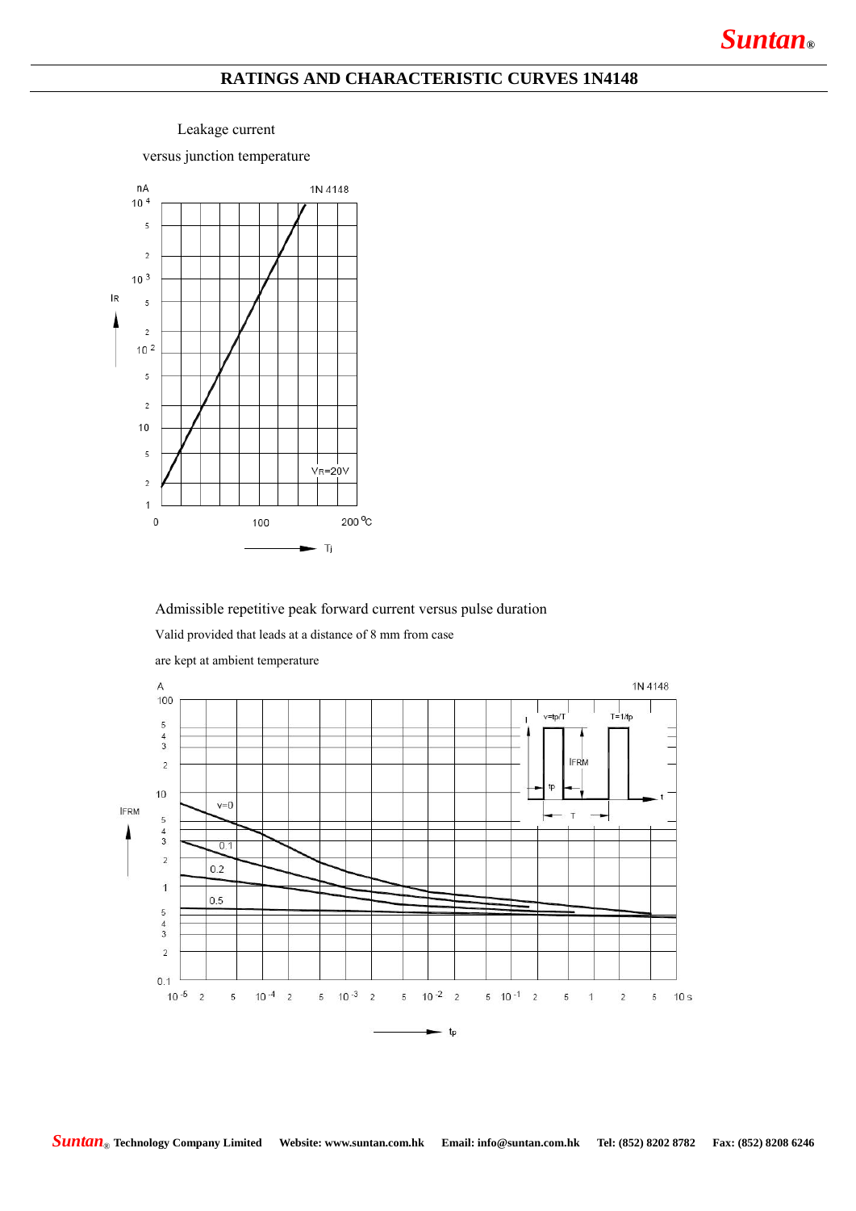# RATINGS AND CHARACTERISTIC CURVES 1N4148

Leakage current

versus junction temperature

nA

1N 4148

$10^4$

5

2

$10^3$

5

2

$10^2$

5

2

10

5

2

1

$I_R$

$V_R$=20V

0

100

200 °C

$T_j$

Admissible repetitive peak forward current versus pulse duration

Valid provided that leads at a distance of 8 mm from case

are kept at ambient temperature

A

1N 4148

100

5

4

3

2

10

5

4

3

2

1

5

4

3

2

0.1

$I_{FRM}$

v=0

0.1

0.2

0.5

I

v=tp/T

T=1/fp

$I_{FRM}$

tp

t

T

$10^{-5}$ 2 5 $10^{-4}$ 2 5 $10^{-3}$ 2 5 $10^{-2}$ 2 5 $10^{-1}$ 2 5 1 2 5 10 s

$t_p$